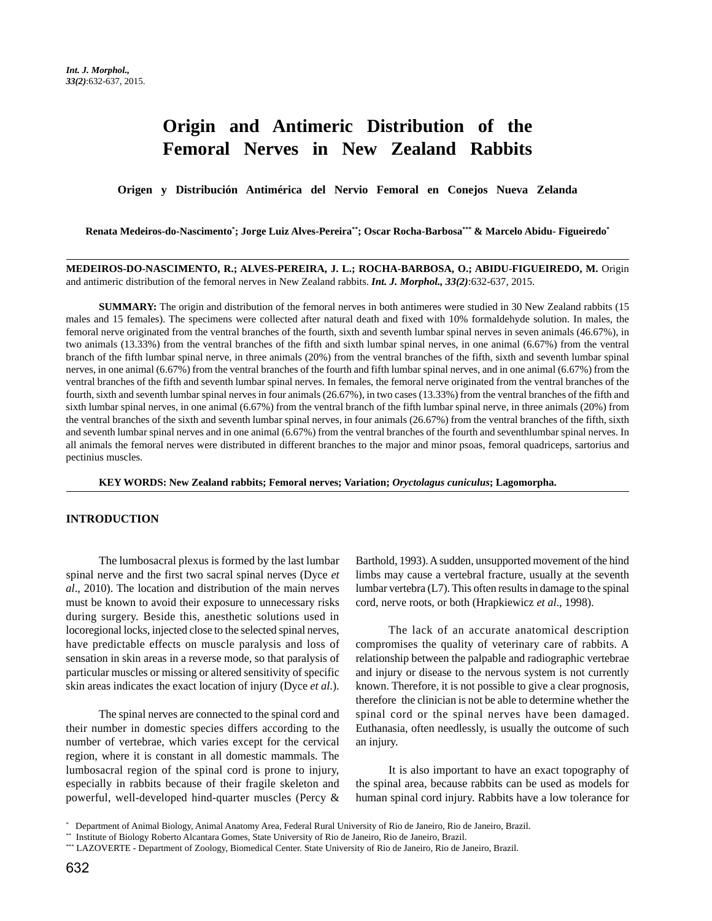# Origin and Antimeric Distribution of the Femoral Nerves in New Zealand Rabbits

**Origen y Distribución Antimérica del Nervio Femoral en Conejos Nueva Zelanda**

**Renata Medeiros-do-Nascimento[*]; Jorge Luiz Alves-Pereira[**]; Oscar Rocha-Barbosa[***] & Marcelo Abidu- Figueiredo[*]**

---

**MEDEIROS-DO-NASCIMENTO, R.; ALVES-PEREIRA, J. L.; ROCHA-BARBOSA, O.; ABIDU-FIGUEIREDO, M.** Origin and antimeric distribution of the femoral nerves in New Zealand rabbits. ***Int. J. Morphol., 33(2)***:632-637, 2015.

**SUMMARY:** The origin and distribution of the femoral nerves in both antimeres were studied in 30 New Zealand rabbits (15 males and 15 females). The specimens were collected after natural death and fixed with 10% formaldehyde solution. In males, the femoral nerve originated from the ventral branches of the fourth, sixth and seventh lumbar spinal nerves in seven animals (46.67%), in two animals (13.33%) from the ventral branches of the fifth and sixth lumbar spinal nerves, in one animal (6.67%) from the ventral branch of the fifth lumbar spinal nerve, in three animals (20%) from the ventral branches of the fifth, sixth and seventh lumbar spinal nerves, in one animal (6.67%) from the ventral branches of the fourth and fifth lumbar spinal nerves, and in one animal (6.67%) from the ventral branches of the fifth and seventh lumbar spinal nerves. In females, the femoral nerve originated from the ventral branches of the fourth, sixth and seventh lumbar spinal nerves in four animals (26.67%), in two cases (13.33%) from the ventral branches of the fifth and sixth lumbar spinal nerves, in one animal (6.67%) from the ventral branch of the fifth lumbar spinal nerve, in three animals (20%) from the ventral branches of the sixth and seventh lumbar spinal nerves, in four animals (26.67%) from the ventral branches of the fifth, sixth and seventh lumbar spinal nerves and in one animal (6.67%) from the ventral branches of the fourth and seventhlumbar spinal nerves. In all animals the femoral nerves were distributed in different branches to the major and minor psoas, femoral quadriceps, sartorius and pectinius muscles.

**KEY WORDS: New Zealand rabbits; Femoral nerves; Variation; *Oryctolagus cuniculus*; Lagomorpha.**

---

## INTRODUCTION

The lumbosacral plexus is formed by the last lumbar spinal nerve and the first two sacral spinal nerves (Dyce *et al*., 2010). The location and distribution of the main nerves must be known to avoid their exposure to unnecessary risks during surgery. Beside this, anesthetic solutions used in locoregional locks, injected close to the selected spinal nerves, have predictable effects on muscle paralysis and loss of sensation in skin areas in a reverse mode, so that paralysis of particular muscles or missing or altered sensitivity of specific skin areas indicates the exact location of injury (Dyce *et al*.).

The spinal nerves are connected to the spinal cord and their number in domestic species differs according to the number of vertebrae, which varies except for the cervical region, where it is constant in all domestic mammals. The lumbosacral region of the spinal cord is prone to injury, especially in rabbits because of their fragile skeleton and powerful, well-developed hind-quarter muscles (Percy & Barthold, 1993). A sudden, unsupported movement of the hind limbs may cause a vertebral fracture, usually at the seventh lumbar vertebra (L7). This often results in damage to the spinal cord, nerve roots, or both (Hrapkiewicz *et al*., 1998).

The lack of an accurate anatomical description compromises the quality of veterinary care of rabbits. A relationship between the palpable and radiographic vertebrae and injury or disease to the nervous system is not currently known. Therefore, it is not possible to give a clear prognosis, therefore the clinician is not be able to determine whether the spinal cord or the spinal nerves have been damaged. Euthanasia, often needlessly, is usually the outcome of such an injury.

It is also important to have an exact topography of the spinal area, because rabbits can be used as models for human spinal cord injury. Rabbits have a low tolerance for

---

[*] Department of Animal Biology, Animal Anatomy Area, Federal Rural University of Rio de Janeiro, Rio de Janeiro, Brazil.
[**] Institute of Biology Roberto Alcantara Gomes, State University of Rio de Janeiro, Rio de Janeiro, Brazil.
[***] LAZOVERTE - Department of Zoology, Biomedical Center. State University of Rio de Janeiro, Rio de Janeiro, Brazil.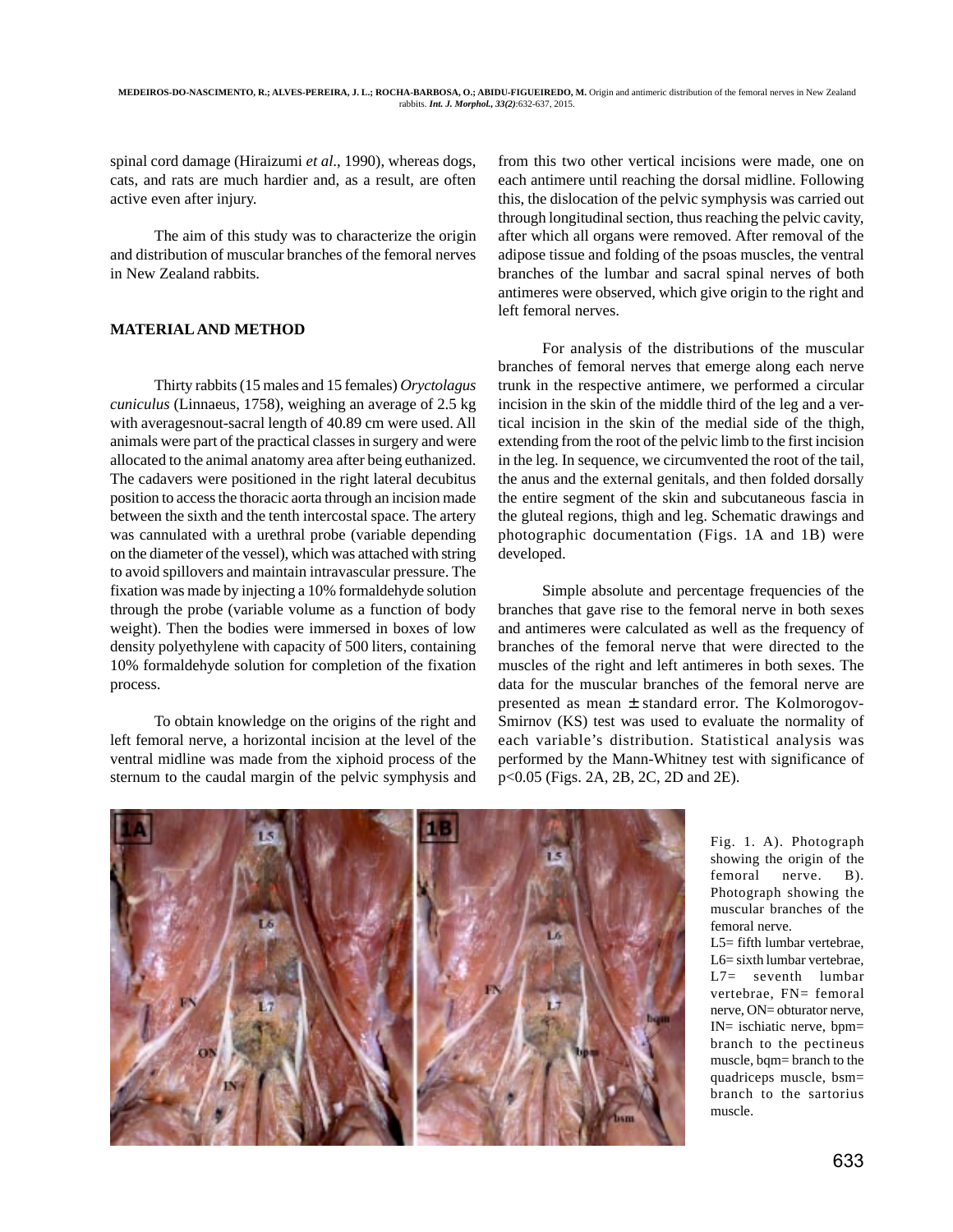spinal cord damage (Hiraizumi *et al*., 1990), whereas dogs, cats, and rats are much hardier and, as a result, are often active even after injury.

The aim of this study was to characterize the origin and distribution of muscular branches of the femoral nerves in New Zealand rabbits.

## MATERIAL AND METHOD

Thirty rabbits (15 males and 15 females) *Oryctolagus cuniculus* (Linnaeus, 1758), weighing an average of 2.5 kg with averagesnout-sacral length of 40.89 cm were used. All animals were part of the practical classes in surgery and were allocated to the animal anatomy area after being euthanized. The cadavers were positioned in the right lateral decubitus position to access the thoracic aorta through an incision made between the sixth and the tenth intercostal space. The artery was cannulated with a urethral probe (variable depending on the diameter of the vessel), which was attached with string to avoid spillovers and maintain intravascular pressure. The fixation was made by injecting a 10% formaldehyde solution through the probe (variable volume as a function of body weight). Then the bodies were immersed in boxes of low density polyethylene with capacity of 500 liters, containing 10% formaldehyde solution for completion of the fixation process.

To obtain knowledge on the origins of the right and left femoral nerve, a horizontal incision at the level of the ventral midline was made from the xiphoid process of the sternum to the caudal margin of the pelvic symphysis and from this two other vertical incisions were made, one on each antimere until reaching the dorsal midline. Following this, the dislocation of the pelvic symphysis was carried out through longitudinal section, thus reaching the pelvic cavity, after which all organs were removed. After removal of the adipose tissue and folding of the psoas muscles, the ventral branches of the lumbar and sacral spinal nerves of both antimeres were observed, which give origin to the right and left femoral nerves.

For analysis of the distributions of the muscular branches of femoral nerves that emerge along each nerve trunk in the respective antimere, we performed a circular incision in the skin of the middle third of the leg and a vertical incision in the skin of the medial side of the thigh, extending from the root of the pelvic limb to the first incision in the leg. In sequence, we circumvented the root of the tail, the anus and the external genitals, and then folded dorsally the entire segment of the skin and subcutaneous fascia in the gluteal regions, thigh and leg. Schematic drawings and photographic documentation (Figs. 1A and 1B) were developed.

Simple absolute and percentage frequencies of the branches that gave rise to the femoral nerve in both sexes and antimeres were calculated as well as the frequency of branches of the femoral nerve that were directed to the muscles of the right and left antimeres in both sexes. The data for the muscular branches of the femoral nerve are presented as mean ± standard error. The Kolmorogov-Smirnov (KS) test was used to evaluate the normality of each variable's distribution. Statistical analysis was performed by the Mann-Whitney test with significance of $p<0.05$ (Figs. 2A, 2B, 2C, 2D and 2E).

Fig. 1. A). Photograph showing the origin of the femoral nerve. B). Photograph showing the muscular branches of the femoral nerve.
L5= fifth lumbar vertebrae, L6= sixth lumbar vertebrae, L7= seventh lumbar vertebrae, FN= femoral nerve, ON= obturator nerve, IN= ischiatic nerve, bpm= branch to the pectineus muscle, bqm= branch to the quadriceps muscle, bsm= branch to the sartorius muscle.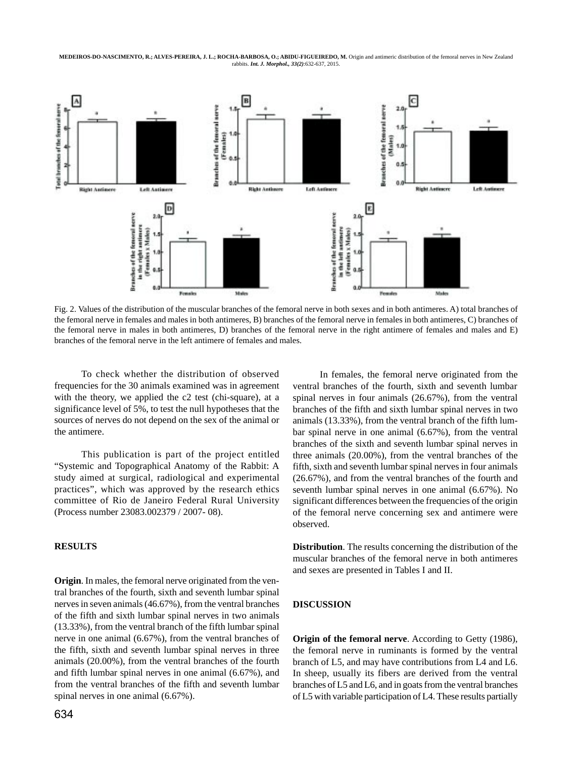Fig. 2. Values of the distribution of the muscular branches of the femoral nerve in both sexes and in both antimeres. A) total branches of the femoral nerve in females and males in both antimeres, B) branches of the femoral nerve in females in both antimeres, C) branches of the femoral nerve in males in both antimeres, D) branches of the femoral nerve in the right antimere of females and males and E) branches of the femoral nerve in the left antimere of females and males.

To check whether the distribution of observed frequencies for the 30 animals examined was in agreement with the theory, we applied the c2 test (chi-square), at a significance level of 5%, to test the null hypotheses that the sources of nerves do not depend on the sex of the animal or the antimere.

This publication is part of the project entitled "Systemic and Topographical Anatomy of the Rabbit: A study aimed at surgical, radiological and experimental practices", which was approved by the research ethics committee of Rio de Janeiro Federal Rural University (Process number 23083.002379 / 2007- 08).

## RESULTS

**Origin**. In males, the femoral nerve originated from the ventral branches of the fourth, sixth and seventh lumbar spinal nerves in seven animals (46.67%), from the ventral branches of the fifth and sixth lumbar spinal nerves in two animals (13.33%), from the ventral branch of the fifth lumbar spinal nerve in one animal (6.67%), from the ventral branches of the fifth, sixth and seventh lumbar spinal nerves in three animals (20.00%), from the ventral branches of the fourth and fifth lumbar spinal nerves in one animal (6.67%), and from the ventral branches of the fifth and seventh lumbar spinal nerves in one animal (6.67%).

In females, the femoral nerve originated from the ventral branches of the fourth, sixth and seventh lumbar spinal nerves in four animals (26.67%), from the ventral branches of the fifth and sixth lumbar spinal nerves in two animals (13.33%), from the ventral branch of the fifth lumbar spinal nerve in one animal (6.67%), from the ventral branches of the sixth and seventh lumbar spinal nerves in three animals (20.00%), from the ventral branches of the fifth, sixth and seventh lumbar spinal nerves in four animals (26.67%), and from the ventral branches of the fourth and seventh lumbar spinal nerves in one animal (6.67%). No significant differences between the frequencies of the origin of the femoral nerve concerning sex and antimere were observed.

**Distribution**. The results concerning the distribution of the muscular branches of the femoral nerve in both antimeres and sexes are presented in Tables I and II.

## DISCUSSION

**Origin of the femoral nerve**. According to Getty (1986), the femoral nerve in ruminants is formed by the ventral branch of L5, and may have contributions from L4 and L6. In sheep, usually its fibers are derived from the ventral branches of L5 and L6, and in goats from the ventral branches of L5 with variable participation of L4. These results partially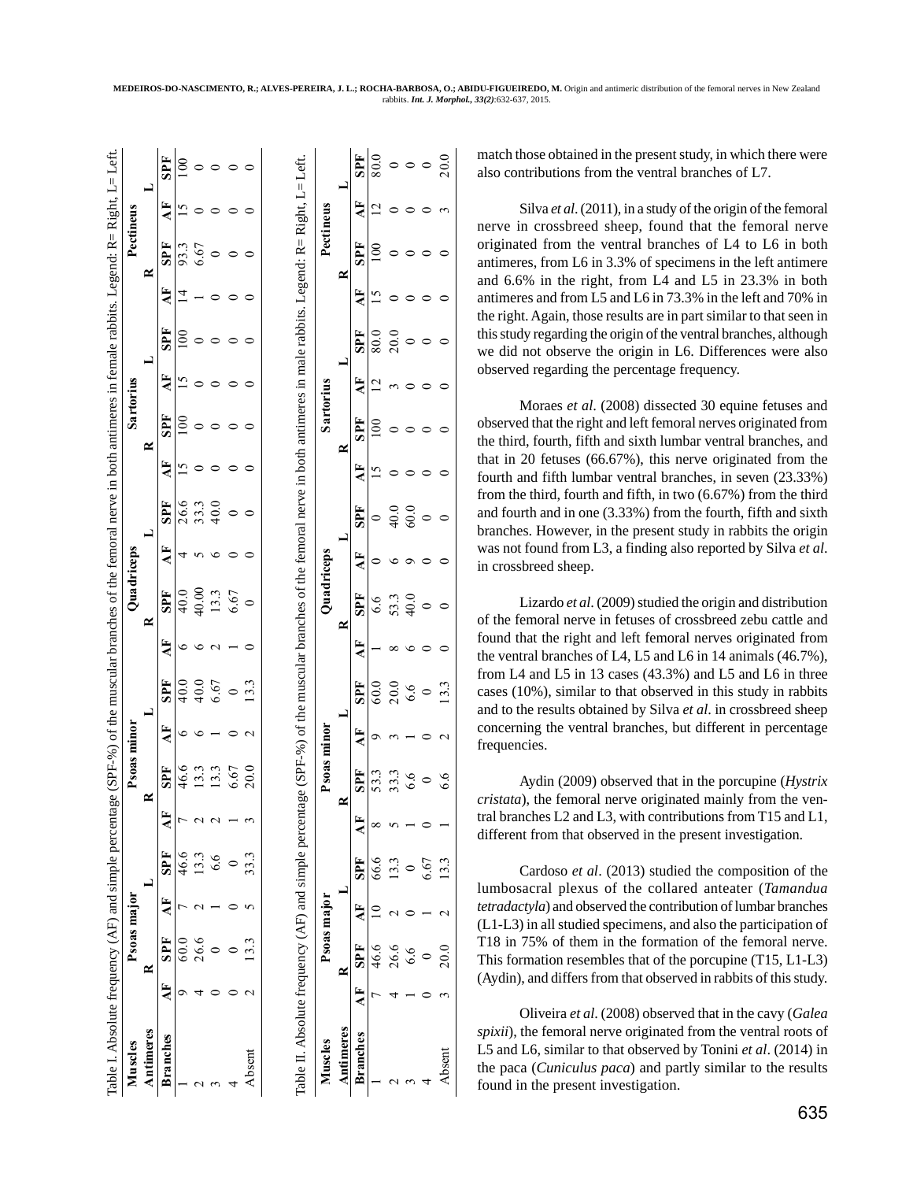Table I. Absolute frequency (AF) and simple percentage (SPF-%) of the muscular branches of the femoral nerve in both antimeres in female rabbits. Legend: R= Right, L= Left.

| Muscles | Psoas major | | | | Psoas minor | | | | Quadriceps | | | | Sartorius | | | | Pectineus | | | |
|---|---|---|---|---|---|---|---|---|---|---|---|---|---|---|---|---|---|---|---|---|
| Antimeres | R | | L | | R | | L | | R | | L | | R | | L | | R | | L | |
| Branches | AF | SPF | AF | SPF | AF | SPF | AF | SPF | AF | SPF | AF | SPF | AF | SPF | AF | SPF | AF | SPF | AF | SPF |
| 1 | 9 | 60.0 | 7 | 46.6 | 7 | 46.6 | 6 | 40.0 | 6 | 40.0 | 4 | 26.6 | 15 | 100 | 15 | 100 | 14 | 93.3 | 15 | 100 |
| 2 | 4 | 26.6 | 2 | 13.3 | 2 | 13.3 | 6 | 40.0 | 6 | 40.00 | 5 | 33.3 | 0 | 0 | 0 | 0 | 1 | 6.67 | 0 | 0 |
| 3 | 0 | 0 | 1 | 6.6 | 2 | 13.3 | 1 | 6.67 | 2 | 13.3 | 6 | 40.0 | 0 | 0 | 0 | 0 | 0 | 0 | 0 | 0 |
| 4 | 0 | 0 | 0 | 0 | 1 | 6.67 | 0 | 0 | 1 | 6.67 | 0 | 0 | 0 | 0 | 0 | 0 | 0 | 0 | 0 | 0 |
| Absent | 2 | 13.3 | 5 | 33.3 | 3 | 20.0 | 2 | 13.3 | 0 | 0 | 0 | 0 | 0 | 0 | 0 | 0 | 0 | 0 | 0 | 0 |

Table II. Absolute frequency (AF) and simple percentage (SPF-%) of the muscular branches of the femoral nerve in both antimeres in male rabbits. Legend: R= Right, L= Left.

| Muscles | Psoas major | | | | Psoas minor | | | | Quadriceps | | | | Sartorius | | | | Pectineus | | | |
|---|---|---|---|---|---|---|---|---|---|---|---|---|---|---|---|---|---|---|---|---|
| Antimeres | R | | L | | R | | L | | R | | L | | R | | L | | R | | L | |
| Branches | AF | SPF | AF | SPF | AF | SPF | AF | SPF | AF | SPF | AF | SPF | AF | SPF | AF | SPF | AF | SPF | AF | SPF |
| 1 | 7 | 46.6 | 10 | 66.6 | 8 | 53.3 | 9 | 60.0 | 1 | 6.6 | 0 | 0 | 15 | 100 | 12 | 80.0 | 15 | 100 | 12 | 80.0 |
| 2 | 4 | 26.6 | 2 | 13.3 | 5 | 33.3 | 3 | 20.0 | 8 | 53.3 | 6 | 40.0 | 0 | 0 | 3 | 20.0 | 0 | 0 | 0 | 0 |
| 3 | 1 | 6.6 | 0 | 0 | 1 | 6.6 | 1 | 6.6 | 6 | 40.0 | 9 | 60.0 | 0 | 0 | 0 | 0 | 0 | 0 | 0 | 0 |
| 4 | 0 | 0 | 1 | 6.67 | 0 | 0 | 0 | 0 | 0 | 0 | 0 | 0 | 0 | 0 | 0 | 0 | 0 | 0 | 0 | 0 |
| Absent | 3 | 20.0 | 2 | 13.3 | 1 | 6.6 | 2 | 13.3 | 0 | 0 | 0 | 0 | 0 | 0 | 0 | 0 | 0 | 0 | 3 | 20.0 |

match those obtained in the present study, in which there were also contributions from the ventral branches of L7.

Silva *et al*. (2011), in a study of the origin of the femoral nerve in crossbreed sheep, found that the femoral nerve originated from the ventral branches of L4 to L6 in both antimeres, from L6 in 3.3% of specimens in the left antimere and 6.6% in the right, from L4 and L5 in 23.3% in both antimeres and from L5 and L6 in 73.3% in the left and 70% in the right. Again, those results are in part similar to that seen in this study regarding the origin of the ventral branches, although we did not observe the origin in L6. Differences were also observed regarding the percentage frequency.

Moraes *et al*. (2008) dissected 30 equine fetuses and observed that the right and left femoral nerves originated from the third, fourth, fifth and sixth lumbar ventral branches, and that in 20 fetuses (66.67%), this nerve originated from the fourth and fifth lumbar ventral branches, in seven (23.33%) from the third, fourth and fifth, in two (6.67%) from the third and fourth and in one (3.33%) from the fourth, fifth and sixth branches. However, in the present study in rabbits the origin was not found from L3, a finding also reported by Silva *et al*. in crossbreed sheep.

Lizardo *et al*. (2009) studied the origin and distribution of the femoral nerve in fetuses of crossbreed zebu cattle and found that the right and left femoral nerves originated from the ventral branches of L4, L5 and L6 in 14 animals (46.7%), from L4 and L5 in 13 cases (43.3%) and L5 and L6 in three cases (10%), similar to that observed in this study in rabbits and to the results obtained by Silva *et al*. in crossbreed sheep concerning the ventral branches, but different in percentage frequencies.

Aydin (2009) observed that in the porcupine (*Hystrix cristata*), the femoral nerve originated mainly from the ventral branches L2 and L3, with contributions from T15 and L1, different from that observed in the present investigation.

Cardoso *et al*. (2013) studied the composition of the lumbosacral plexus of the collared anteater (*Tamandua tetradactyla*) and observed the contribution of lumbar branches (L1-L3) in all studied specimens, and also the participation of T18 in 75% of them in the formation of the femoral nerve. This formation resembles that of the porcupine (T15, L1-L3) (Aydin), and differs from that observed in rabbits of this study.

Oliveira *et al*. (2008) observed that in the cavy (*Galea spixii*), the femoral nerve originated from the ventral roots of L5 and L6, similar to that observed by Tonini *et al*. (2014) in the paca (*Cuniculus paca*) and partly similar to the results found in the present investigation.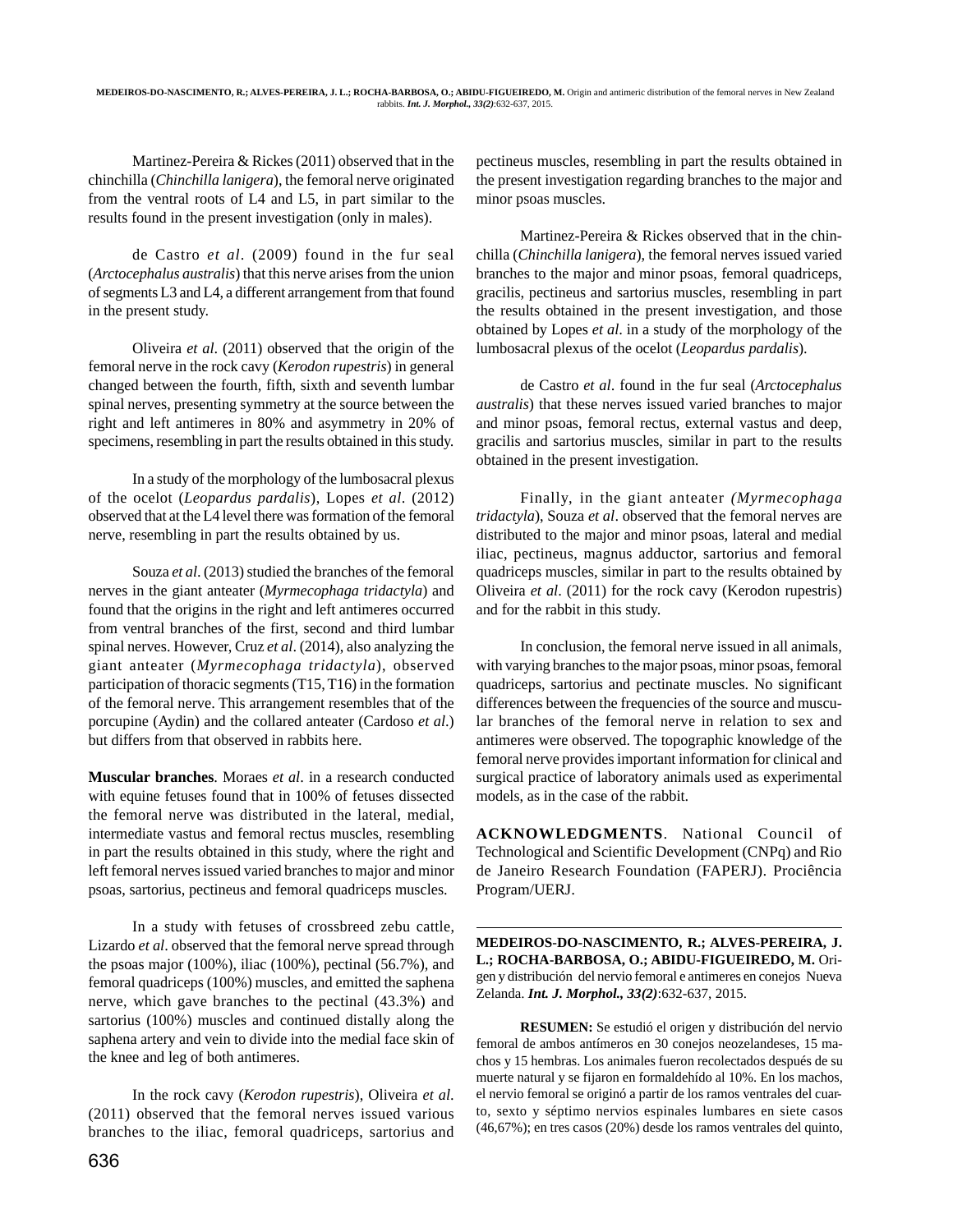Martinez-Pereira & Rickes (2011) observed that in the chinchilla (*Chinchilla lanigera*), the femoral nerve originated from the ventral roots of L4 and L5, in part similar to the results found in the present investigation (only in males).

de Castro *et al*. (2009) found in the fur seal (*Arctocephalus australis*) that this nerve arises from the union of segments L3 and L4, a different arrangement from that found in the present study.

Oliveira *et al*. (2011) observed that the origin of the femoral nerve in the rock cavy (*Kerodon rupestris*) in general changed between the fourth, fifth, sixth and seventh lumbar spinal nerves, presenting symmetry at the source between the right and left antimeres in 80% and asymmetry in 20% of specimens, resembling in part the results obtained in this study.

In a study of the morphology of the lumbosacral plexus of the ocelot (*Leopardus pardalis*), Lopes *et al*. (2012) observed that at the L4 level there was formation of the femoral nerve, resembling in part the results obtained by us.

Souza *et al*. (2013) studied the branches of the femoral nerves in the giant anteater (*Myrmecophaga tridactyla*) and found that the origins in the right and left antimeres occurred from ventral branches of the first, second and third lumbar spinal nerves. However, Cruz *et al*. (2014), also analyzing the giant anteater (*Myrmecophaga tridactyla*), observed participation of thoracic segments (T15, T16) in the formation of the femoral nerve. This arrangement resembles that of the porcupine (Aydin) and the collared anteater (Cardoso *et al*.) but differs from that observed in rabbits here.

**Muscular branches**. Moraes *et al*. in a research conducted with equine fetuses found that in 100% of fetuses dissected the femoral nerve was distributed in the lateral, medial, intermediate vastus and femoral rectus muscles, resembling in part the results obtained in this study, where the right and left femoral nerves issued varied branches to major and minor psoas, sartorius, pectineus and femoral quadriceps muscles.

In a study with fetuses of crossbreed zebu cattle, Lizardo *et al*. observed that the femoral nerve spread through the psoas major (100%), iliac (100%), pectinal (56.7%), and femoral quadriceps (100%) muscles, and emitted the saphena nerve, which gave branches to the pectinal (43.3%) and sartorius (100%) muscles and continued distally along the saphena artery and vein to divide into the medial face skin of the knee and leg of both antimeres.

In the rock cavy (*Kerodon rupestris*), Oliveira *et al*. (2011) observed that the femoral nerves issued various branches to the iliac, femoral quadriceps, sartorius and pectineus muscles, resembling in part the results obtained in the present investigation regarding branches to the major and minor psoas muscles.

Martinez-Pereira & Rickes observed that in the chinchilla (*Chinchilla lanigera*), the femoral nerves issued varied branches to the major and minor psoas, femoral quadriceps, gracilis, pectineus and sartorius muscles, resembling in part the results obtained in the present investigation, and those obtained by Lopes *et al*. in a study of the morphology of the lumbosacral plexus of the ocelot (*Leopardus pardalis*).

de Castro *et al*. found in the fur seal (*Arctocephalus australis*) that these nerves issued varied branches to major and minor psoas, femoral rectus, external vastus and deep, gracilis and sartorius muscles, similar in part to the results obtained in the present investigation.

Finally, in the giant anteater *(Myrmecophaga tridactyla*), Souza *et al*. observed that the femoral nerves are distributed to the major and minor psoas, lateral and medial iliac, pectineus, magnus adductor, sartorius and femoral quadriceps muscles, similar in part to the results obtained by Oliveira *et al*. (2011) for the rock cavy (Kerodon rupestris) and for the rabbit in this study.

In conclusion, the femoral nerve issued in all animals, with varying branches to the major psoas, minor psoas, femoral quadriceps, sartorius and pectinate muscles. No significant differences between the frequencies of the source and muscular branches of the femoral nerve in relation to sex and antimeres were observed. The topographic knowledge of the femoral nerve provides important information for clinical and surgical practice of laboratory animals used as experimental models, as in the case of the rabbit.

**ACKNOWLEDGMENTS**. National Council of Technological and Scientific Development (CNPq) and Rio de Janeiro Research Foundation (FAPERJ). Prociência Program/UERJ.

---

**MEDEIROS-DO-NASCIMENTO, R.; ALVES-PEREIRA, J. L.; ROCHA-BARBOSA, O.; ABIDU-FIGUEIREDO, M.** Origen y distribución del nervio femoral e antimeres en conejos Nueva Zelanda. ***Int. J. Morphol., 33(2)***:632-637, 2015.

**RESUMEN:** Se estudió el origen y distribución del nervio femoral de ambos antímeros en 30 conejos neozelandeses, 15 machos y 15 hembras. Los animales fueron recolectados después de su muerte natural y se fijaron en formaldehído al 10%. En los machos, el nervio femoral se originó a partir de los ramos ventrales del cuarto, sexto y séptimo nervios espinales lumbares en siete casos (46,67%); en tres casos (20%) desde los ramos ventrales del quinto,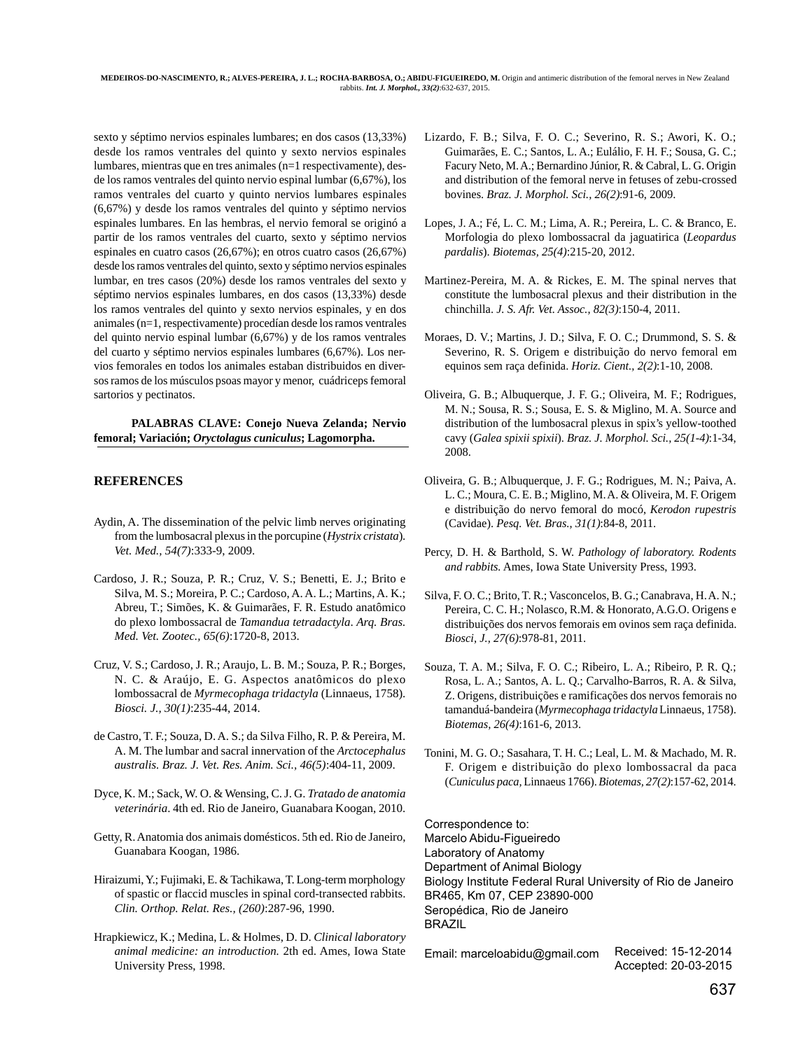sexto y séptimo nervios espinales lumbares; en dos casos (13,33%) desde los ramos ventrales del quinto y sexto nervios espinales lumbares, mientras que en tres animales (n=1 respectivamente), desde los ramos ventrales del quinto nervio espinal lumbar (6,67%), los ramos ventrales del cuarto y quinto nervios lumbares espinales (6,67%) y desde los ramos ventrales del quinto y séptimo nervios espinales lumbares. En las hembras, el nervio femoral se originó a partir de los ramos ventrales del cuarto, sexto y séptimo nervios espinales en cuatro casos (26,67%); en otros cuatro casos (26,67%) desde los ramos ventrales del quinto, sexto y séptimo nervios espinales lumbar, en tres casos (20%) desde los ramos ventrales del sexto y séptimo nervios espinales lumbares, en dos casos (13,33%) desde los ramos ventrales del quinto y sexto nervios espinales, y en dos animales (n=1, respectivamente) procedían desde los ramos ventrales del quinto nervio espinal lumbar (6,67%) y de los ramos ventrales del cuarto y séptimo nervios espinales lumbares (6,67%). Los nervios femorales en todos los animales estaban distribuidos en diversos ramos de los músculos psoas mayor y menor, cuádriceps femoral sartorios y pectinatos.

**PALABRAS CLAVE: Conejo Nueva Zelanda; Nervio femoral; Variación; *Oryctolagus cuniculus*; Lagomorpha.**

## REFERENCES

Aydin, A. The dissemination of the pelvic limb nerves originating from the lumbosacral plexus in the porcupine (*Hystrix cristata*). *Vet. Med., 54(7)*:333-9, 2009.

Cardoso, J. R.; Souza, P. R.; Cruz, V. S.; Benetti, E. J.; Brito e Silva, M. S.; Moreira, P. C.; Cardoso, A. A. L.; Martins, A. K.; Abreu, T.; Simões, K. & Guimarães, F. R. Estudo anatômico do plexo lombossacral de *Tamandua tetradactyla*. *Arq. Bras. Med. Vet. Zootec., 65(6)*:1720-8, 2013.

Cruz, V. S.; Cardoso, J. R.; Araujo, L. B. M.; Souza, P. R.; Borges, N. C. & Araújo, E. G. Aspectos anatômicos do plexo lombossacral de *Myrmecophaga tridactyla* (Linnaeus, 1758). *Biosci. J., 30(1)*:235-44, 2014.

de Castro, T. F.; Souza, D. A. S.; da Silva Filho, R. P. & Pereira, M. A. M. The lumbar and sacral innervation of the *Arctocephalus australis*. *Braz. J. Vet. Res. Anim. Sci., 46(5)*:404-11, 2009.

Dyce, K. M.; Sack, W. O. & Wensing, C. J. G. *Tratado de anatomia veterinária*. 4th ed. Rio de Janeiro, Guanabara Koogan, 2010.

Getty, R. Anatomia dos animais domésticos. 5th ed. Rio de Janeiro, Guanabara Koogan, 1986.

Hiraizumi, Y.; Fujimaki, E. & Tachikawa, T. Long-term morphology of spastic or flaccid muscles in spinal cord-transected rabbits. *Clin. Orthop. Relat. Res., (260)*:287-96, 1990.

Hrapkiewicz, K.; Medina, L. & Holmes, D. D. *Clinical laboratory animal medicine: an introduction.* 2th ed. Ames, Iowa State University Press, 1998.

Lizardo, F. B.; Silva, F. O. C.; Severino, R. S.; Awori, K. O.; Guimarães, E. C.; Santos, L. A.; Eulálio, F. H. F.; Sousa, G. C.; Facury Neto, M. A.; Bernardino Júnior, R. & Cabral, L. G. Origin and distribution of the femoral nerve in fetuses of zebu-crossed bovines. *Braz. J. Morphol. Sci., 26(2)*:91-6, 2009.

Lopes, J. A.; Fé, L. C. M.; Lima, A. R.; Pereira, L. C. & Branco, E. Morfologia do plexo lombossacral da jaguatirica (*Leopardus pardalis*). *Biotemas, 25(4)*:215-20, 2012.

Martinez-Pereira, M. A. & Rickes, E. M. The spinal nerves that constitute the lumbosacral plexus and their distribution in the chinchilla. *J. S. Afr. Vet. Assoc., 82(3)*:150-4, 2011.

Moraes, D. V.; Martins, J. D.; Silva, F. O. C.; Drummond, S. S. & Severino, R. S. Origem e distribuição do nervo femoral em equinos sem raça definida. *Horiz. Cient., 2(2)*:1-10, 2008.

Oliveira, G. B.; Albuquerque, J. F. G.; Oliveira, M. F.; Rodrigues, M. N.; Sousa, R. S.; Sousa, E. S. & Miglino, M. A. Source and distribution of the lumbosacral plexus in spix's yellow-toothed cavy (*Galea spixii spixii*). *Braz. J. Morphol. Sci., 25(1-4)*:1-34, 2008.

Oliveira, G. B.; Albuquerque, J. F. G.; Rodrigues, M. N.; Paiva, A. L. C.; Moura, C. E. B.; Miglino, M. A. & Oliveira, M. F. Origem e distribuição do nervo femoral do mocó, *Kerodon rupestris* (Cavidae). *Pesq. Vet. Bras., 31(1)*:84-8, 2011.

Percy, D. H. & Barthold, S. W. *Pathology of laboratory. Rodents and rabbits.* Ames, Iowa State University Press, 1993.

Silva, F. O. C.; Brito, T. R.; Vasconcelos, B. G.; Canabrava, H. A. N.; Pereira, C. C. H.; Nolasco, R.M. & Honorato, A.G.O. Origens e distribuições dos nervos femorais em ovinos sem raça definida. *Biosci, J., 27(6)*:978-81, 2011.

Souza, T. A. M.; Silva, F. O. C.; Ribeiro, L. A.; Ribeiro, P. R. Q.; Rosa, L. A.; Santos, A. L. Q.; Carvalho-Barros, R. A. & Silva, Z. Origens, distribuições e ramificações dos nervos femorais no tamanduá-bandeira (*Myrmecophaga tridactyla* Linnaeus, 1758). *Biotemas, 26(4)*:161-6, 2013.

Tonini, M. G. O.; Sasahara, T. H. C.; Leal, L. M. & Machado, M. R. F. Origem e distribuição do plexo lombossacral da paca (*Cuniculus paca,* Linnaeus 1766). *Biotemas, 27(2)*:157-62, 2014.

Correspondence to:
Marcelo Abidu-Figueiredo
Laboratory of Anatomy
Department of Animal Biology
Biology Institute Federal Rural University of Rio de Janeiro
BR465, Km 07, CEP 23890-000
Seropédica, Rio de Janeiro
BRAZIL

Email: marceloabidu@gmail.com

Received: 15-12-2014
Accepted: 20-03-2015